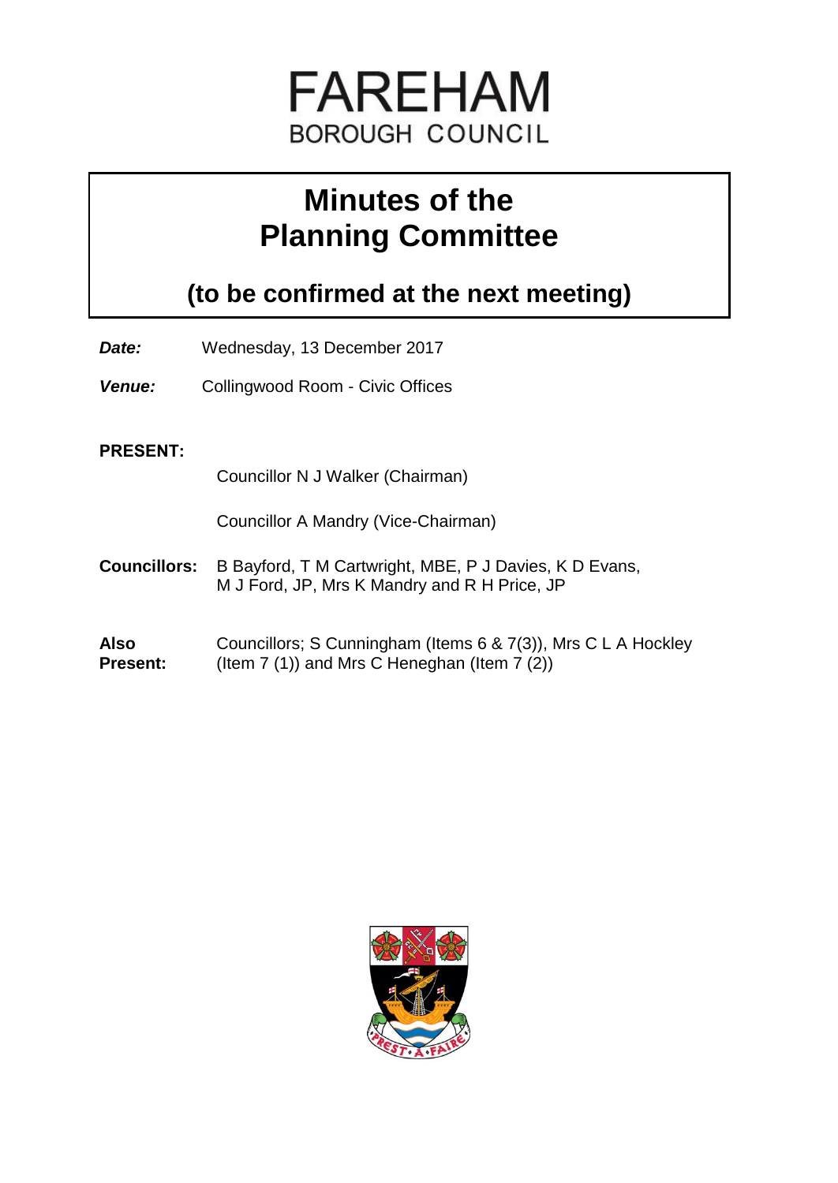FAREHAM
BOROUGH COUNCIL

# Minutes of the Planning Committee

## (to be confirmed at the next meeting)

***Date:*** Wednesday, 13 December 2017

***Venue:*** Collingwood Room - Civic Offices

**PRESENT:**

Councillor N J Walker (Chairman)

Councillor A Mandry (Vice-Chairman)

**Councillors:** B Bayford, T M Cartwright, MBE, P J Davies, K D Evans, M J Ford, JP, Mrs K Mandry and R H Price, JP

**Also Present:** Councillors; S Cunningham (Items 6 & 7(3)), Mrs C L A Hockley (Item 7 (1)) and Mrs C Heneghan (Item 7 (2))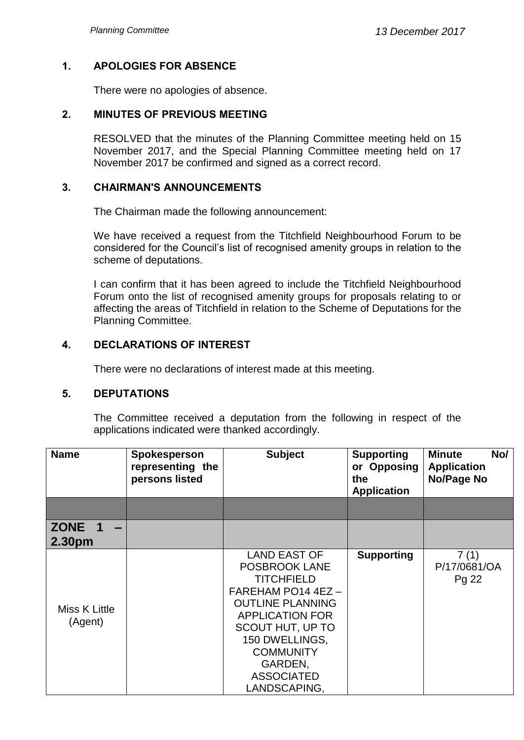## 1. APOLOGIES FOR ABSENCE

There were no apologies of absence.

## 2. MINUTES OF PREVIOUS MEETING

RESOLVED that the minutes of the Planning Committee meeting held on 15 November 2017, and the Special Planning Committee meeting held on 17 November 2017 be confirmed and signed as a correct record.

## 3. CHAIRMAN'S ANNOUNCEMENTS

The Chairman made the following announcement:

We have received a request from the Titchfield Neighbourhood Forum to be considered for the Council's list of recognised amenity groups in relation to the scheme of deputations.

I can confirm that it has been agreed to include the Titchfield Neighbourhood Forum onto the list of recognised amenity groups for proposals relating to or affecting the areas of Titchfield in relation to the Scheme of Deputations for the Planning Committee.

## 4. DECLARATIONS OF INTEREST

There were no declarations of interest made at this meeting.

## 5. DEPUTATIONS

The Committee received a deputation from the following in respect of the applications indicated were thanked accordingly.

| Name | Spokesperson representing the persons listed | Subject | Supporting or Opposing the Application | Minute No/ Application No/Page No |
|---|---|---|---|---|
| | | | | |
| **ZONE 1 – 2.30pm** | | | | |
| Miss K Little (Agent) | | LAND EAST OF POSBROOK LANE TITCHFIELD FAREHAM PO14 4EZ – OUTLINE PLANNING APPLICATION FOR SCOUT HUT, UP TO 150 DWELLINGS, COMMUNITY GARDEN, ASSOCIATED LANDSCAPING, | **Supporting** | 7 (1) P/17/0681/OA Pg 22 |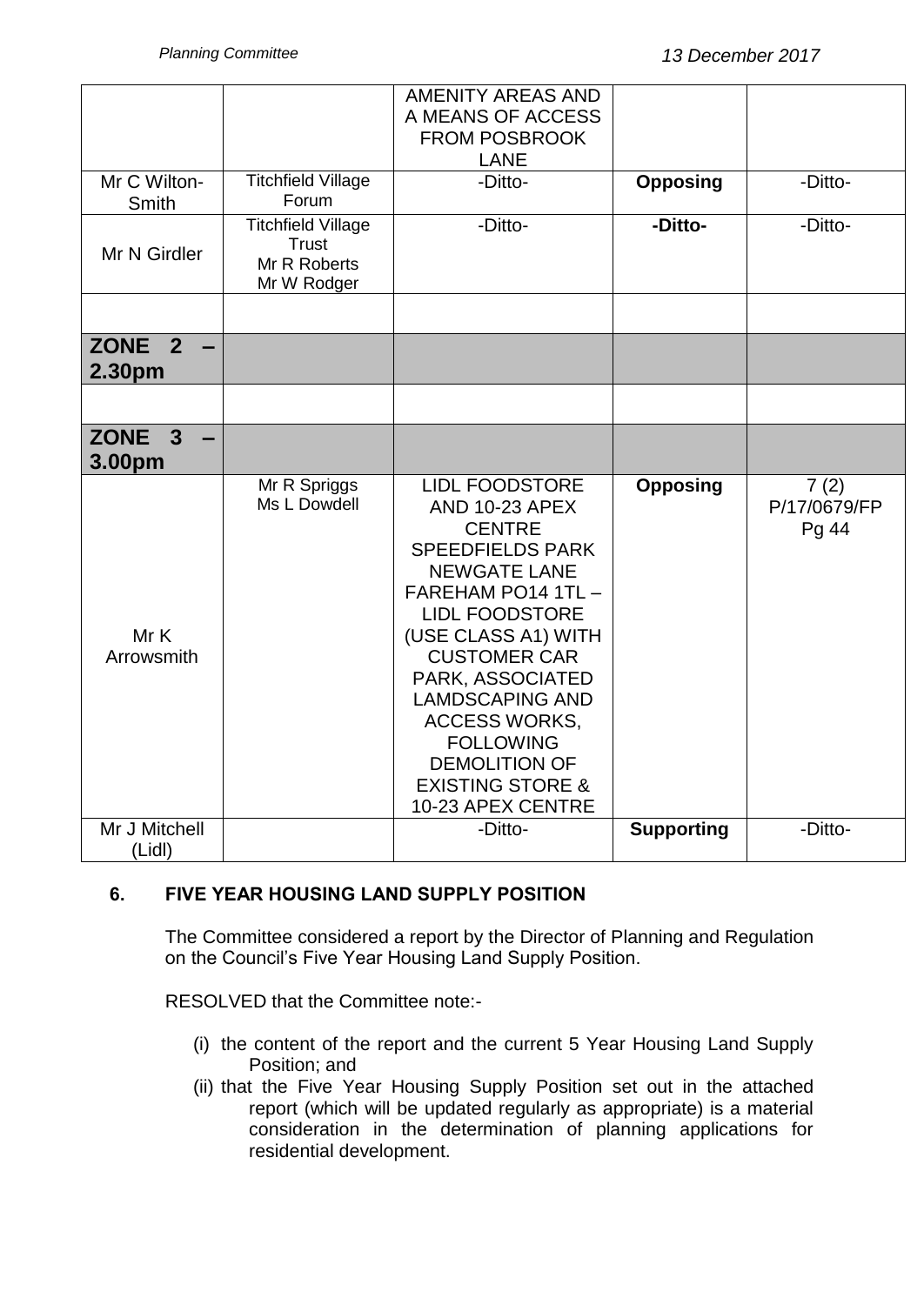| | | AMENITY AREAS AND A MEANS OF ACCESS FROM POSBROOK LANE | | |
|---|---|---|---|---|
| Mr C Wilton-Smith | Titchfield Village Forum | -Ditto- | **Opposing** | -Ditto- |
| Mr N Girdler | Titchfield Village Trust<br>Mr R Roberts<br>Mr W Rodger | -Ditto- | **-Ditto-** | -Ditto- |
| | | | | |
| **ZONE 2 – 2.30pm** | | | | |
| | | | | |
| **ZONE 3 – 3.00pm** | | | | |
| Mr K Arrowsmith | Mr R Spriggs<br>Ms L Dowdell | LIDL FOODSTORE AND 10-23 APEX CENTRE SPEEDFIELDS PARK NEWGATE LANE FAREHAM PO14 1TL – LIDL FOODSTORE (USE CLASS A1) WITH CUSTOMER CAR PARK, ASSOCIATED LAMDSCAPING AND ACCESS WORKS, FOLLOWING DEMOLITION OF EXISTING STORE & 10-23 APEX CENTRE | **Opposing** | 7 (2)<br>P/17/0679/FP<br>Pg 44 |
| Mr J Mitchell (Lidl) | | -Ditto- | **Supporting** | -Ditto- |

## 6. FIVE YEAR HOUSING LAND SUPPLY POSITION

The Committee considered a report by the Director of Planning and Regulation on the Council's Five Year Housing Land Supply Position.

RESOLVED that the Committee note:-

(i) the content of the report and the current 5 Year Housing Land Supply Position; and

(ii) that the Five Year Housing Supply Position set out in the attached report (which will be updated regularly as appropriate) is a material consideration in the determination of planning applications for residential development.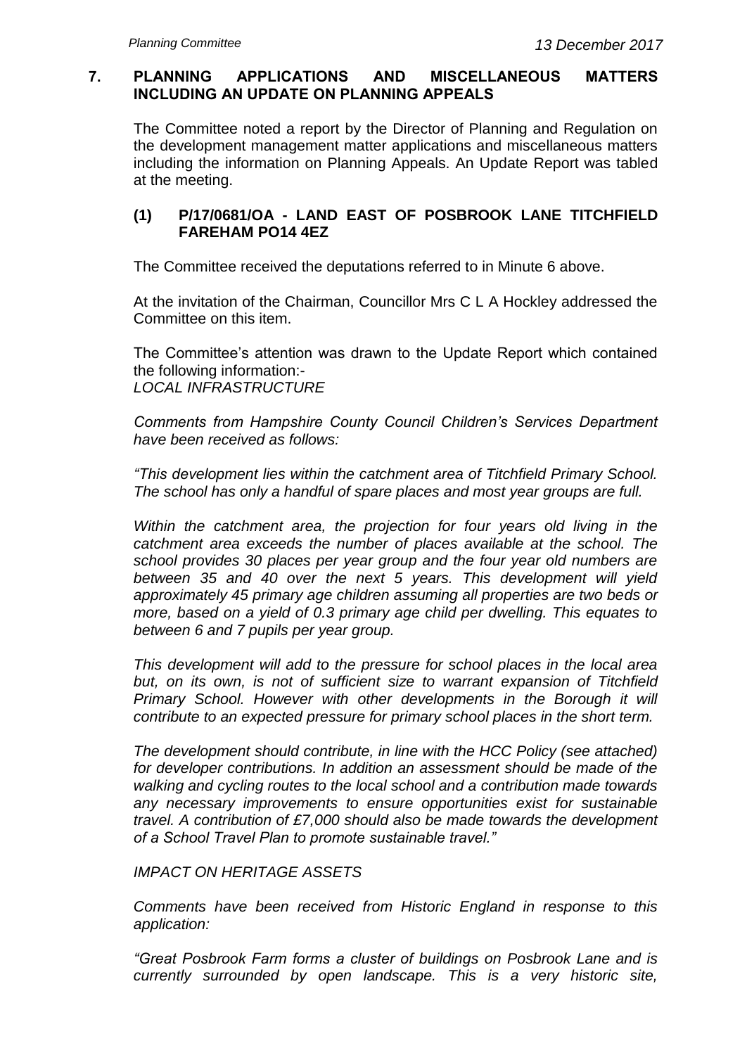## 7. PLANNING APPLICATIONS AND MISCELLANEOUS MATTERS INCLUDING AN UPDATE ON PLANNING APPEALS

The Committee noted a report by the Director of Planning and Regulation on the development management matter applications and miscellaneous matters including the information on Planning Appeals. An Update Report was tabled at the meeting.

### (1) P/17/0681/OA - LAND EAST OF POSBROOK LANE TITCHFIELD FAREHAM PO14 4EZ

The Committee received the deputations referred to in Minute 6 above.

At the invitation of the Chairman, Councillor Mrs C L A Hockley addressed the Committee on this item.

The Committee's attention was drawn to the Update Report which contained the following information:-
*LOCAL INFRASTRUCTURE*

*Comments from Hampshire County Council Children's Services Department have been received as follows:*

*"This development lies within the catchment area of Titchfield Primary School. The school has only a handful of spare places and most year groups are full.*

*Within the catchment area, the projection for four years old living in the catchment area exceeds the number of places available at the school. The school provides 30 places per year group and the four year old numbers are between 35 and 40 over the next 5 years. This development will yield approximately 45 primary age children assuming all properties are two beds or more, based on a yield of 0.3 primary age child per dwelling. This equates to between 6 and 7 pupils per year group.*

*This development will add to the pressure for school places in the local area but, on its own, is not of sufficient size to warrant expansion of Titchfield Primary School. However with other developments in the Borough it will contribute to an expected pressure for primary school places in the short term.*

*The development should contribute, in line with the HCC Policy (see attached) for developer contributions. In addition an assessment should be made of the walking and cycling routes to the local school and a contribution made towards any necessary improvements to ensure opportunities exist for sustainable travel. A contribution of £7,000 should also be made towards the development of a School Travel Plan to promote sustainable travel."*

*IMPACT ON HERITAGE ASSETS*

*Comments have been received from Historic England in response to this application:*

*"Great Posbrook Farm forms a cluster of buildings on Posbrook Lane and is currently surrounded by open landscape. This is a very historic site,*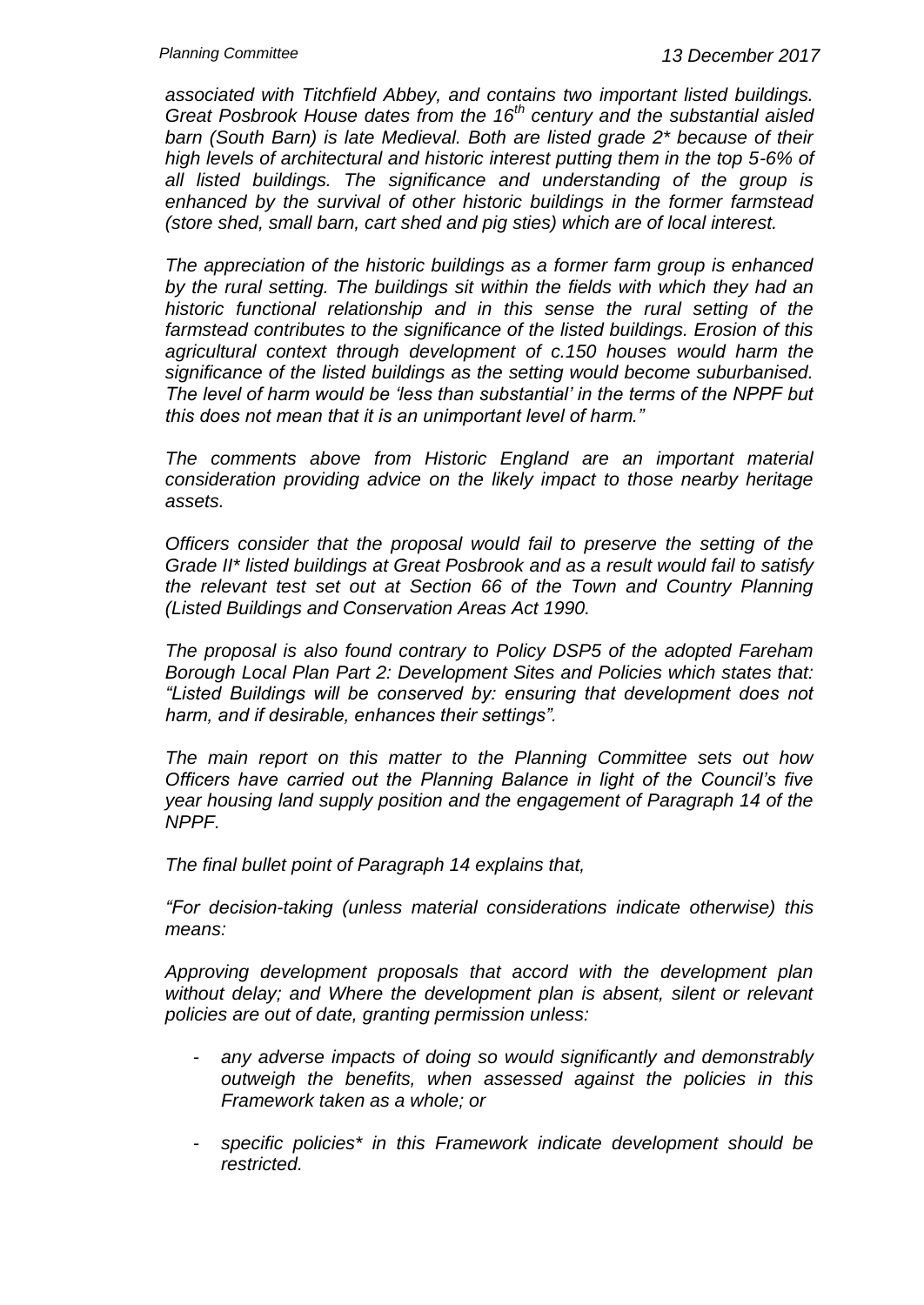*associated with Titchfield Abbey, and contains two important listed buildings. Great Posbrook House dates from the 16th century and the substantial aisled barn (South Barn) is late Medieval. Both are listed grade 2* because of their high levels of architectural and historic interest putting them in the top 5-6% of all listed buildings. The significance and understanding of the group is enhanced by the survival of other historic buildings in the former farmstead (store shed, small barn, cart shed and pig sties) which are of local interest.*

*The appreciation of the historic buildings as a former farm group is enhanced by the rural setting. The buildings sit within the fields with which they had an historic functional relationship and in this sense the rural setting of the farmstead contributes to the significance of the listed buildings. Erosion of this agricultural context through development of c.150 houses would harm the significance of the listed buildings as the setting would become suburbanised. The level of harm would be 'less than substantial' in the terms of the NPPF but this does not mean that it is an unimportant level of harm."*

*The comments above from Historic England are an important material consideration providing advice on the likely impact to those nearby heritage assets.*

*Officers consider that the proposal would fail to preserve the setting of the Grade II* listed buildings at Great Posbrook and as a result would fail to satisfy the relevant test set out at Section 66 of the Town and Country Planning (Listed Buildings and Conservation Areas Act 1990.*

*The proposal is also found contrary to Policy DSP5 of the adopted Fareham Borough Local Plan Part 2: Development Sites and Policies which states that: "Listed Buildings will be conserved by: ensuring that development does not harm, and if desirable, enhances their settings".*

*The main report on this matter to the Planning Committee sets out how Officers have carried out the Planning Balance in light of the Council's five year housing land supply position and the engagement of Paragraph 14 of the NPPF.*

*The final bullet point of Paragraph 14 explains that,*

*"For decision-taking (unless material considerations indicate otherwise) this means:*

*Approving development proposals that accord with the development plan without delay; and Where the development plan is absent, silent or relevant policies are out of date, granting permission unless:*

- *any adverse impacts of doing so would significantly and demonstrably outweigh the benefits, when assessed against the policies in this Framework taken as a whole; or*
- *specific policies* in this Framework indicate development should be restricted.*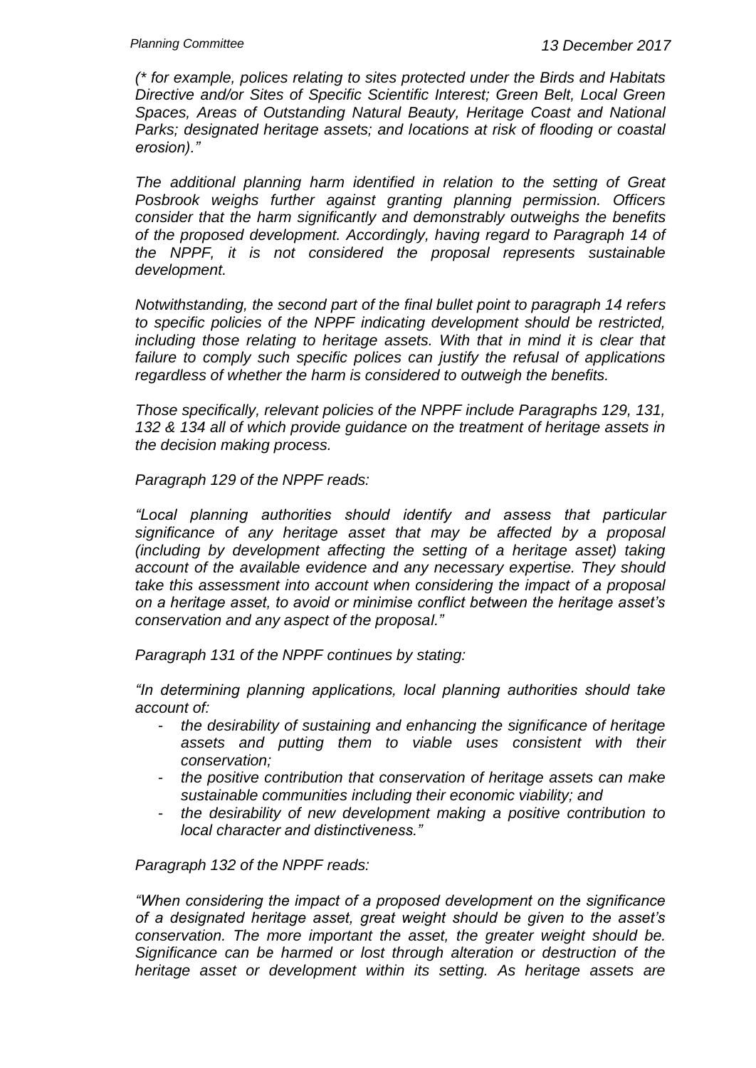*(* for example, polices relating to sites protected under the Birds and Habitats Directive and/or Sites of Specific Scientific Interest; Green Belt, Local Green Spaces, Areas of Outstanding Natural Beauty, Heritage Coast and National Parks; designated heritage assets; and locations at risk of flooding or coastal erosion)."*

*The additional planning harm identified in relation to the setting of Great Posbrook weighs further against granting planning permission. Officers consider that the harm significantly and demonstrably outweighs the benefits of the proposed development. Accordingly, having regard to Paragraph 14 of the NPPF, it is not considered the proposal represents sustainable development.*

*Notwithstanding, the second part of the final bullet point to paragraph 14 refers to specific policies of the NPPF indicating development should be restricted, including those relating to heritage assets. With that in mind it is clear that failure to comply such specific polices can justify the refusal of applications regardless of whether the harm is considered to outweigh the benefits.*

*Those specifically, relevant policies of the NPPF include Paragraphs 129, 131, 132 & 134 all of which provide guidance on the treatment of heritage assets in the decision making process.*

*Paragraph 129 of the NPPF reads:*

*"Local planning authorities should identify and assess that particular significance of any heritage asset that may be affected by a proposal (including by development affecting the setting of a heritage asset) taking account of the available evidence and any necessary expertise. They should take this assessment into account when considering the impact of a proposal on a heritage asset, to avoid or minimise conflict between the heritage asset's conservation and any aspect of the proposal."*

*Paragraph 131 of the NPPF continues by stating:*

*"In determining planning applications, local planning authorities should take account of:*

- *the desirability of sustaining and enhancing the significance of heritage assets and putting them to viable uses consistent with their conservation;*
- *the positive contribution that conservation of heritage assets can make sustainable communities including their economic viability; and*
- *the desirability of new development making a positive contribution to local character and distinctiveness."*

*Paragraph 132 of the NPPF reads:*

*"When considering the impact of a proposed development on the significance of a designated heritage asset, great weight should be given to the asset's conservation. The more important the asset, the greater weight should be. Significance can be harmed or lost through alteration or destruction of the heritage asset or development within its setting. As heritage assets are*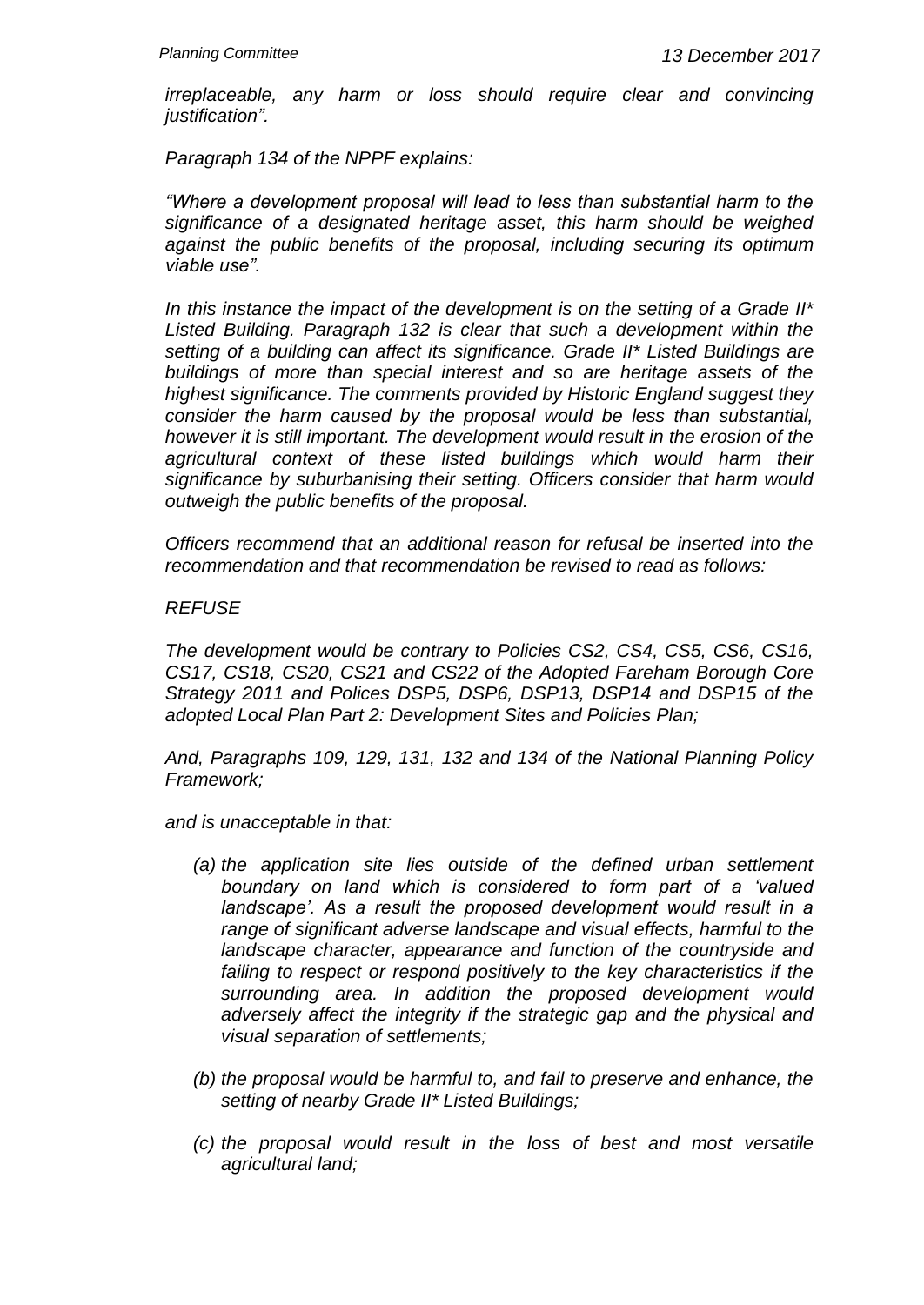*irreplaceable, any harm or loss should require clear and convincing justification".*

*Paragraph 134 of the NPPF explains:*

*"Where a development proposal will lead to less than substantial harm to the significance of a designated heritage asset, this harm should be weighed against the public benefits of the proposal, including securing its optimum viable use".*

*In this instance the impact of the development is on the setting of a Grade II* Listed Building. Paragraph 132 is clear that such a development within the setting of a building can affect its significance. Grade II* Listed Buildings are buildings of more than special interest and so are heritage assets of the highest significance. The comments provided by Historic England suggest they consider the harm caused by the proposal would be less than substantial, however it is still important. The development would result in the erosion of the agricultural context of these listed buildings which would harm their significance by suburbanising their setting. Officers consider that harm would outweigh the public benefits of the proposal.*

*Officers recommend that an additional reason for refusal be inserted into the recommendation and that recommendation be revised to read as follows:*

*REFUSE*

*The development would be contrary to Policies CS2, CS4, CS5, CS6, CS16, CS17, CS18, CS20, CS21 and CS22 of the Adopted Fareham Borough Core Strategy 2011 and Polices DSP5, DSP6, DSP13, DSP14 and DSP15 of the adopted Local Plan Part 2: Development Sites and Policies Plan;*

*And, Paragraphs 109, 129, 131, 132 and 134 of the National Planning Policy Framework;*

*and is unacceptable in that:*

*(a) the application site lies outside of the defined urban settlement boundary on land which is considered to form part of a 'valued landscape'. As a result the proposed development would result in a range of significant adverse landscape and visual effects, harmful to the landscape character, appearance and function of the countryside and failing to respect or respond positively to the key characteristics if the surrounding area. In addition the proposed development would adversely affect the integrity if the strategic gap and the physical and visual separation of settlements;*

*(b) the proposal would be harmful to, and fail to preserve and enhance, the setting of nearby Grade II* Listed Buildings;*

*(c) the proposal would result in the loss of best and most versatile agricultural land;*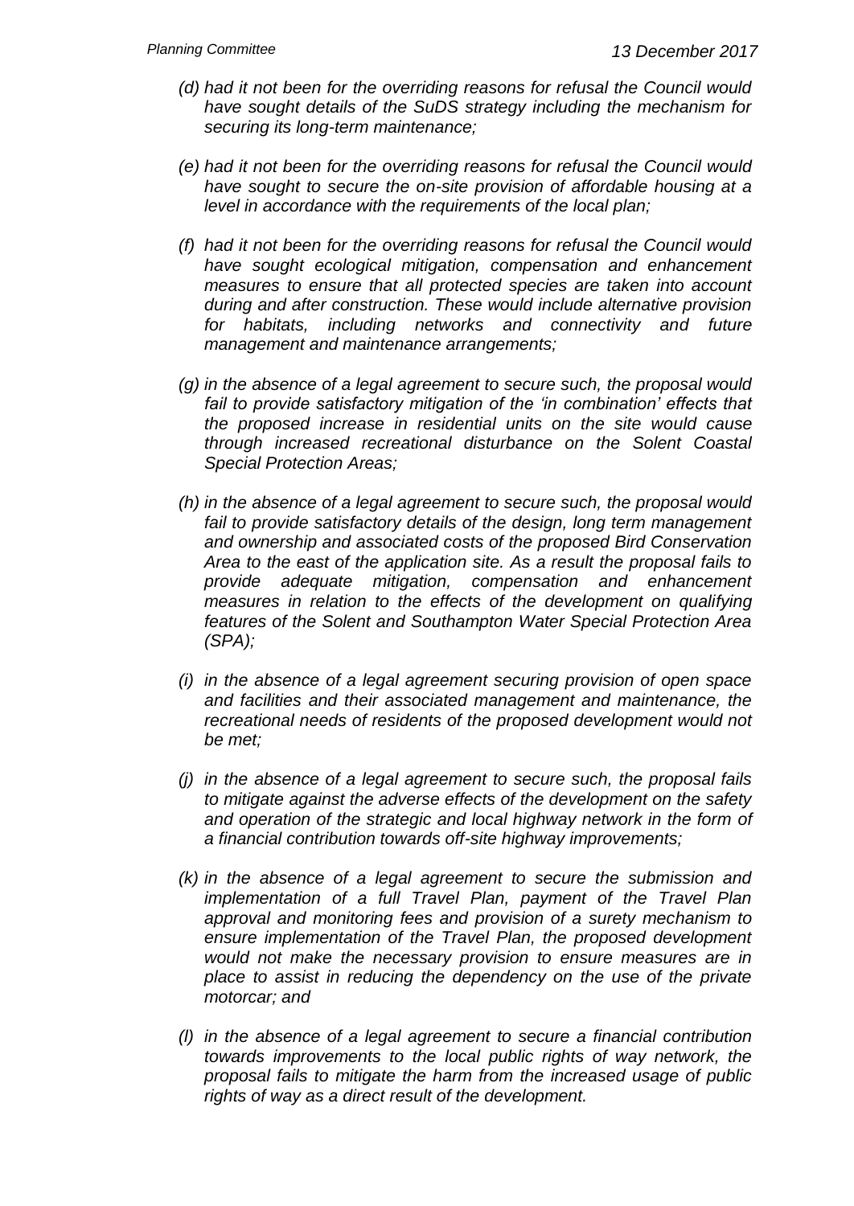*(d) had it not been for the overriding reasons for refusal the Council would have sought details of the SuDS strategy including the mechanism for securing its long-term maintenance;*

*(e) had it not been for the overriding reasons for refusal the Council would have sought to secure the on-site provision of affordable housing at a level in accordance with the requirements of the local plan;*

*(f) had it not been for the overriding reasons for refusal the Council would have sought ecological mitigation, compensation and enhancement measures to ensure that all protected species are taken into account during and after construction. These would include alternative provision for habitats, including networks and connectivity and future management and maintenance arrangements;*

*(g) in the absence of a legal agreement to secure such, the proposal would fail to provide satisfactory mitigation of the 'in combination' effects that the proposed increase in residential units on the site would cause through increased recreational disturbance on the Solent Coastal Special Protection Areas;*

*(h) in the absence of a legal agreement to secure such, the proposal would fail to provide satisfactory details of the design, long term management and ownership and associated costs of the proposed Bird Conservation Area to the east of the application site. As a result the proposal fails to provide adequate mitigation, compensation and enhancement measures in relation to the effects of the development on qualifying features of the Solent and Southampton Water Special Protection Area (SPA);*

*(i) in the absence of a legal agreement securing provision of open space and facilities and their associated management and maintenance, the recreational needs of residents of the proposed development would not be met;*

*(j) in the absence of a legal agreement to secure such, the proposal fails to mitigate against the adverse effects of the development on the safety and operation of the strategic and local highway network in the form of a financial contribution towards off-site highway improvements;*

*(k) in the absence of a legal agreement to secure the submission and implementation of a full Travel Plan, payment of the Travel Plan approval and monitoring fees and provision of a surety mechanism to ensure implementation of the Travel Plan, the proposed development would not make the necessary provision to ensure measures are in place to assist in reducing the dependency on the use of the private motorcar; and*

*(l) in the absence of a legal agreement to secure a financial contribution towards improvements to the local public rights of way network, the proposal fails to mitigate the harm from the increased usage of public rights of way as a direct result of the development.*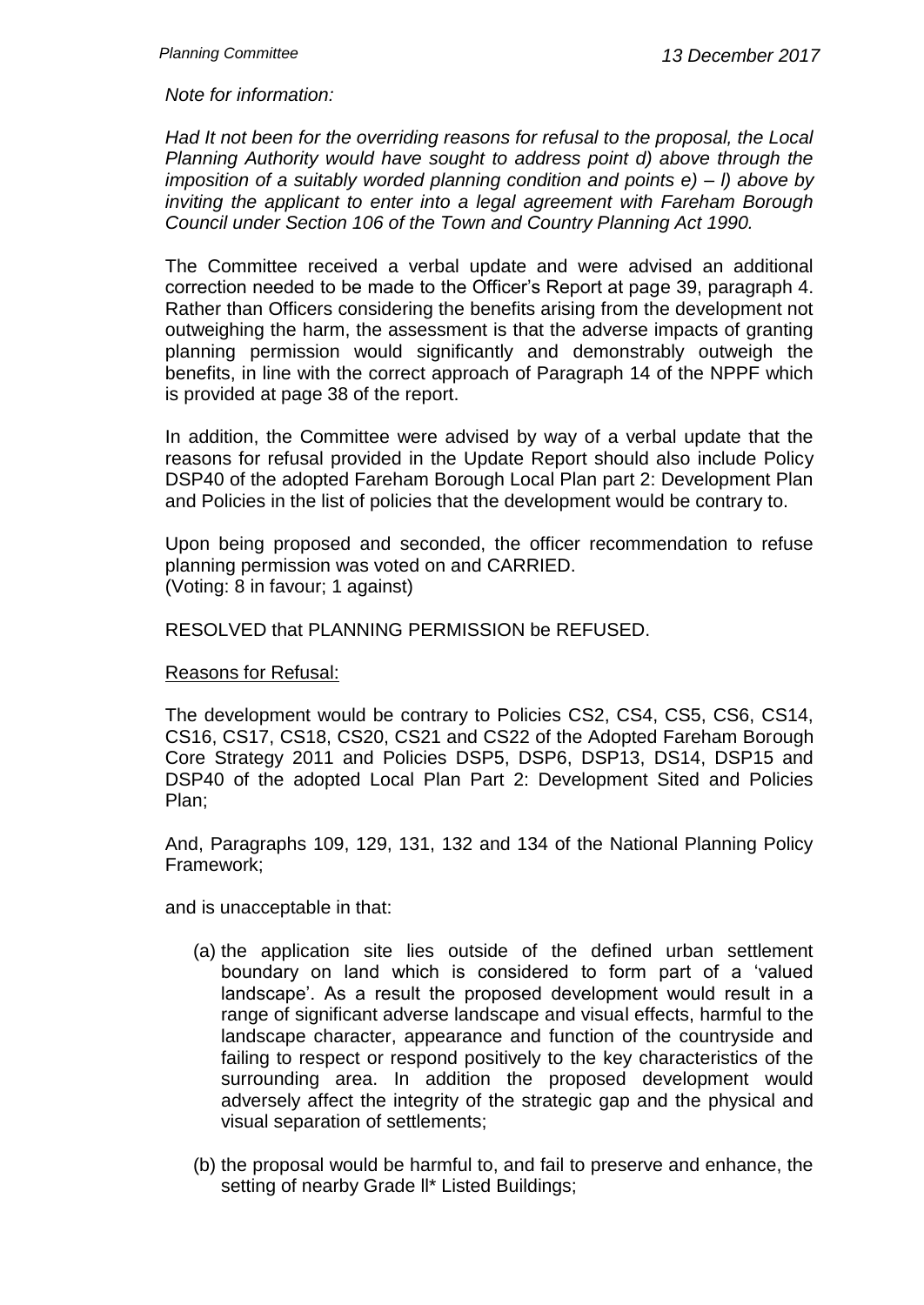*Note for information:*

*Had It not been for the overriding reasons for refusal to the proposal, the Local Planning Authority would have sought to address point d) above through the imposition of a suitably worded planning condition and points e) – l) above by inviting the applicant to enter into a legal agreement with Fareham Borough Council under Section 106 of the Town and Country Planning Act 1990.*

The Committee received a verbal update and were advised an additional correction needed to be made to the Officer's Report at page 39, paragraph 4. Rather than Officers considering the benefits arising from the development not outweighing the harm, the assessment is that the adverse impacts of granting planning permission would significantly and demonstrably outweigh the benefits, in line with the correct approach of Paragraph 14 of the NPPF which is provided at page 38 of the report.

In addition, the Committee were advised by way of a verbal update that the reasons for refusal provided in the Update Report should also include Policy DSP40 of the adopted Fareham Borough Local Plan part 2: Development Plan and Policies in the list of policies that the development would be contrary to.

Upon being proposed and seconded, the officer recommendation to refuse planning permission was voted on and CARRIED.
(Voting: 8 in favour; 1 against)

RESOLVED that PLANNING PERMISSION be REFUSED.

Reasons for Refusal:

The development would be contrary to Policies CS2, CS4, CS5, CS6, CS14, CS16, CS17, CS18, CS20, CS21 and CS22 of the Adopted Fareham Borough Core Strategy 2011 and Policies DSP5, DSP6, DSP13, DS14, DSP15 and DSP40 of the adopted Local Plan Part 2: Development Sited and Policies Plan;

And, Paragraphs 109, 129, 131, 132 and 134 of the National Planning Policy Framework;

and is unacceptable in that:

(a) the application site lies outside of the defined urban settlement boundary on land which is considered to form part of a 'valued landscape'. As a result the proposed development would result in a range of significant adverse landscape and visual effects, harmful to the landscape character, appearance and function of the countryside and failing to respect or respond positively to the key characteristics of the surrounding area. In addition the proposed development would adversely affect the integrity of the strategic gap and the physical and visual separation of settlements;

(b) the proposal would be harmful to, and fail to preserve and enhance, the setting of nearby Grade II* Listed Buildings;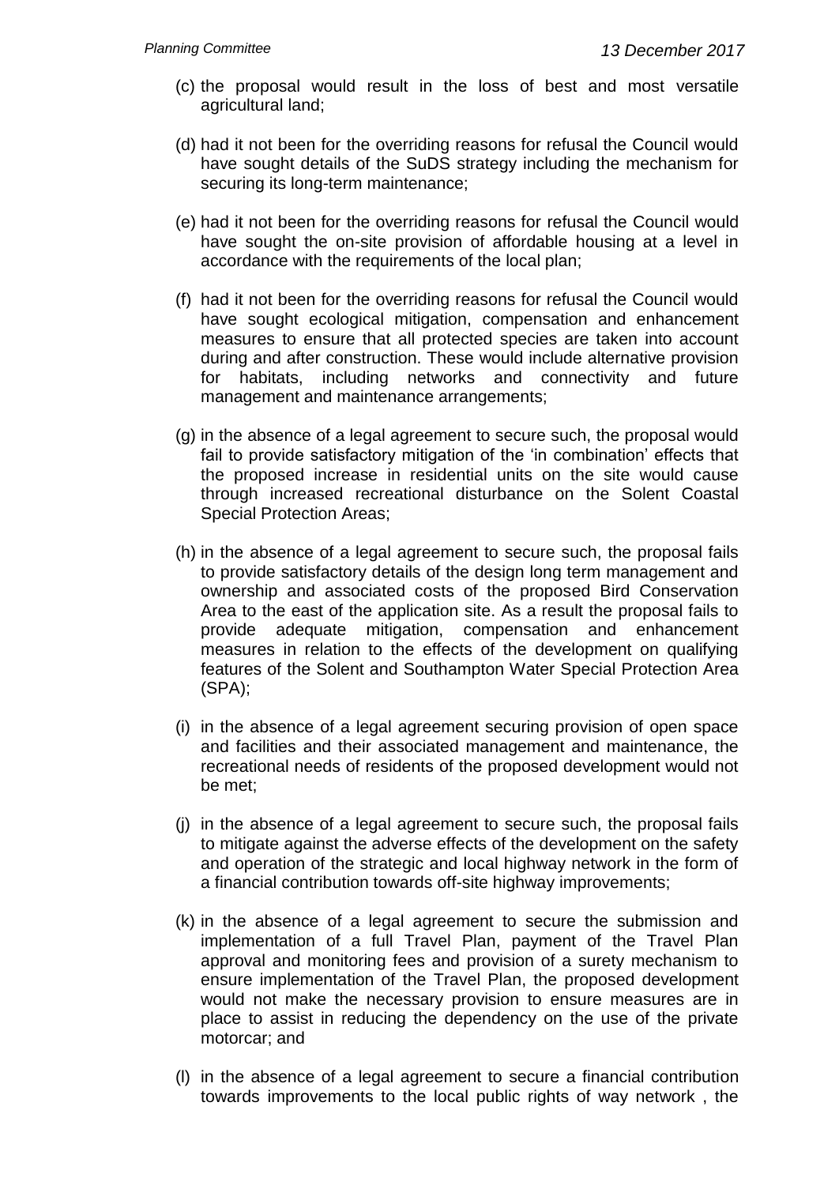(c) the proposal would result in the loss of best and most versatile agricultural land;

(d) had it not been for the overriding reasons for refusal the Council would have sought details of the SuDS strategy including the mechanism for securing its long-term maintenance;

(e) had it not been for the overriding reasons for refusal the Council would have sought the on-site provision of affordable housing at a level in accordance with the requirements of the local plan;

(f) had it not been for the overriding reasons for refusal the Council would have sought ecological mitigation, compensation and enhancement measures to ensure that all protected species are taken into account during and after construction. These would include alternative provision for habitats, including networks and connectivity and future management and maintenance arrangements;

(g) in the absence of a legal agreement to secure such, the proposal would fail to provide satisfactory mitigation of the 'in combination' effects that the proposed increase in residential units on the site would cause through increased recreational disturbance on the Solent Coastal Special Protection Areas;

(h) in the absence of a legal agreement to secure such, the proposal fails to provide satisfactory details of the design long term management and ownership and associated costs of the proposed Bird Conservation Area to the east of the application site. As a result the proposal fails to provide adequate mitigation, compensation and enhancement measures in relation to the effects of the development on qualifying features of the Solent and Southampton Water Special Protection Area (SPA);

(i) in the absence of a legal agreement securing provision of open space and facilities and their associated management and maintenance, the recreational needs of residents of the proposed development would not be met;

(j) in the absence of a legal agreement to secure such, the proposal fails to mitigate against the adverse effects of the development on the safety and operation of the strategic and local highway network in the form of a financial contribution towards off-site highway improvements;

(k) in the absence of a legal agreement to secure the submission and implementation of a full Travel Plan, payment of the Travel Plan approval and monitoring fees and provision of a surety mechanism to ensure implementation of the Travel Plan, the proposed development would not make the necessary provision to ensure measures are in place to assist in reducing the dependency on the use of the private motorcar; and

(l) in the absence of a legal agreement to secure a financial contribution towards improvements to the local public rights of way network , the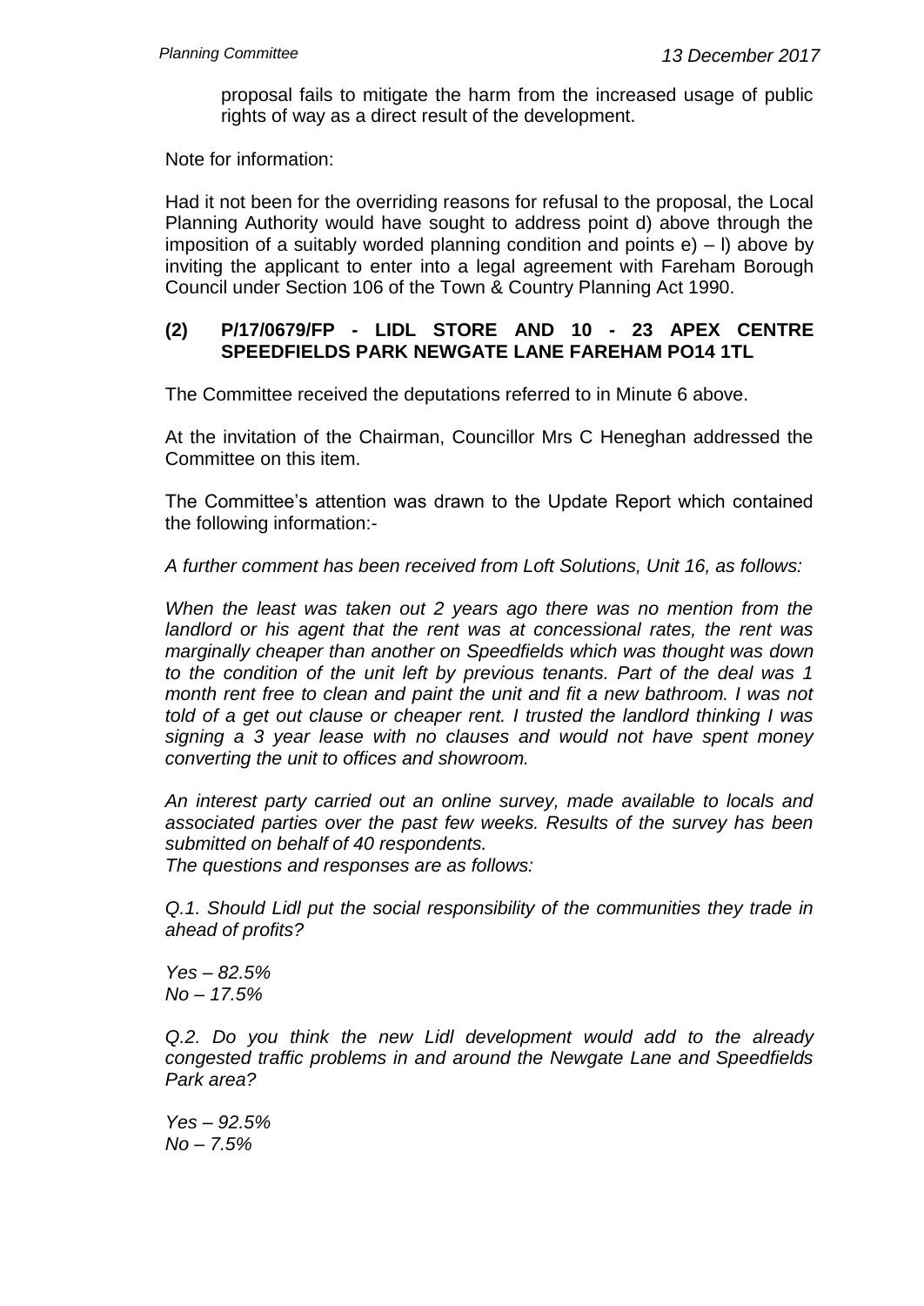proposal fails to mitigate the harm from the increased usage of public rights of way as a direct result of the development.

Note for information:

Had it not been for the overriding reasons for refusal to the proposal, the Local Planning Authority would have sought to address point d) above through the imposition of a suitably worded planning condition and points e) – l) above by inviting the applicant to enter into a legal agreement with Fareham Borough Council under Section 106 of the Town & Country Planning Act 1990.

### (2) P/17/0679/FP - LIDL STORE AND 10 - 23 APEX CENTRE SPEEDFIELDS PARK NEWGATE LANE FAREHAM PO14 1TL

The Committee received the deputations referred to in Minute 6 above.

At the invitation of the Chairman, Councillor Mrs C Heneghan addressed the Committee on this item.

The Committee's attention was drawn to the Update Report which contained the following information:-

*A further comment has been received from Loft Solutions, Unit 16, as follows:*

*When the least was taken out 2 years ago there was no mention from the landlord or his agent that the rent was at concessional rates, the rent was marginally cheaper than another on Speedfields which was thought was down to the condition of the unit left by previous tenants. Part of the deal was 1 month rent free to clean and paint the unit and fit a new bathroom. I was not told of a get out clause or cheaper rent. I trusted the landlord thinking I was signing a 3 year lease with no clauses and would not have spent money converting the unit to offices and showroom.*

*An interest party carried out an online survey, made available to locals and associated parties over the past few weeks. Results of the survey has been submitted on behalf of 40 respondents.*
*The questions and responses are as follows:*

*Q.1. Should Lidl put the social responsibility of the communities they trade in ahead of profits?*

*Yes – 82.5%*
*No – 17.5%*

*Q.2. Do you think the new Lidl development would add to the already congested traffic problems in and around the Newgate Lane and Speedfields Park area?*

*Yes – 92.5%*
*No – 7.5%*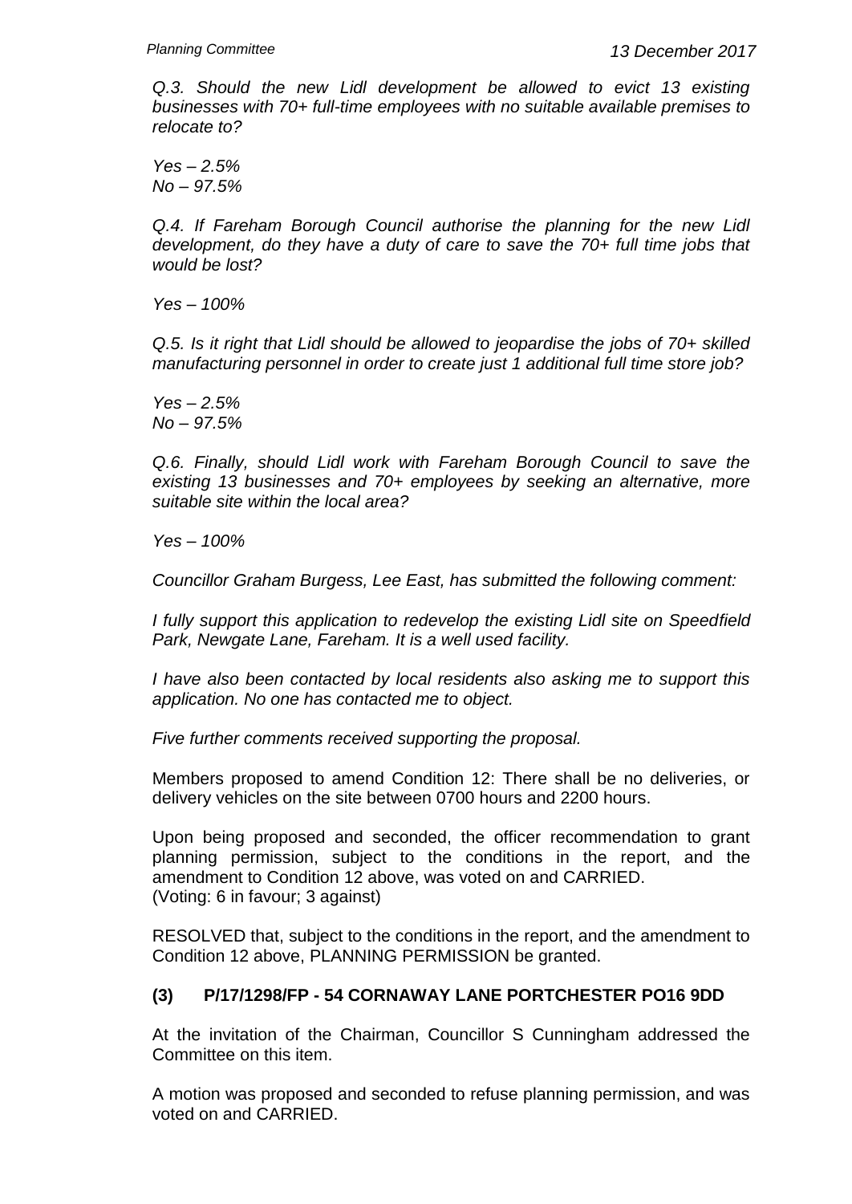*Q.3. Should the new Lidl development be allowed to evict 13 existing businesses with 70+ full-time employees with no suitable available premises to relocate to?*

*Yes – 2.5%*
*No – 97.5%*

*Q.4. If Fareham Borough Council authorise the planning for the new Lidl development, do they have a duty of care to save the 70+ full time jobs that would be lost?*

*Yes – 100%*

*Q.5. Is it right that Lidl should be allowed to jeopardise the jobs of 70+ skilled manufacturing personnel in order to create just 1 additional full time store job?*

*Yes – 2.5%*
*No – 97.5%*

*Q.6. Finally, should Lidl work with Fareham Borough Council to save the existing 13 businesses and 70+ employees by seeking an alternative, more suitable site within the local area?*

*Yes – 100%*

*Councillor Graham Burgess, Lee East, has submitted the following comment:*

*I fully support this application to redevelop the existing Lidl site on Speedfield Park, Newgate Lane, Fareham. It is a well used facility.*

*I have also been contacted by local residents also asking me to support this application. No one has contacted me to object.*

*Five further comments received supporting the proposal.*

Members proposed to amend Condition 12: There shall be no deliveries, or delivery vehicles on the site between 0700 hours and 2200 hours.

Upon being proposed and seconded, the officer recommendation to grant planning permission, subject to the conditions in the report, and the amendment to Condition 12 above, was voted on and CARRIED.
(Voting: 6 in favour; 3 against)

RESOLVED that, subject to the conditions in the report, and the amendment to Condition 12 above, PLANNING PERMISSION be granted.

### (3) P/17/1298/FP - 54 CORNAWAY LANE PORTCHESTER PO16 9DD

At the invitation of the Chairman, Councillor S Cunningham addressed the Committee on this item.

A motion was proposed and seconded to refuse planning permission, and was voted on and CARRIED.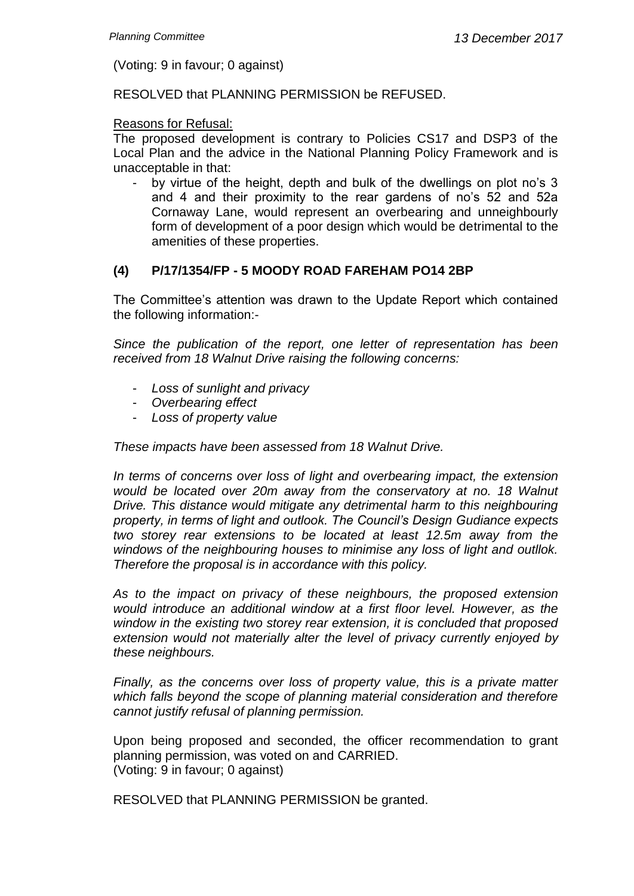(Voting: 9 in favour; 0 against)

RESOLVED that PLANNING PERMISSION be REFUSED.

Reasons for Refusal:

The proposed development is contrary to Policies CS17 and DSP3 of the Local Plan and the advice in the National Planning Policy Framework and is unacceptable in that:

- by virtue of the height, depth and bulk of the dwellings on plot no's 3 and 4 and their proximity to the rear gardens of no's 52 and 52a Cornaway Lane, would represent an overbearing and unneighbourly form of development of a poor design which would be detrimental to the amenities of these properties.

### (4) P/17/1354/FP - 5 MOODY ROAD FAREHAM PO14 2BP

The Committee's attention was drawn to the Update Report which contained the following information:-

*Since the publication of the report, one letter of representation has been received from 18 Walnut Drive raising the following concerns:*

- *Loss of sunlight and privacy*
- *Overbearing effect*
- *Loss of property value*

*These impacts have been assessed from 18 Walnut Drive.*

*In terms of concerns over loss of light and overbearing impact, the extension would be located over 20m away from the conservatory at no. 18 Walnut Drive. This distance would mitigate any detrimental harm to this neighbouring property, in terms of light and outlook. The Council's Design Gudiance expects two storey rear extensions to be located at least 12.5m away from the windows of the neighbouring houses to minimise any loss of light and outllok. Therefore the proposal is in accordance with this policy.*

*As to the impact on privacy of these neighbours, the proposed extension would introduce an additional window at a first floor level. However, as the window in the existing two storey rear extension, it is concluded that proposed extension would not materially alter the level of privacy currently enjoyed by these neighbours.*

*Finally, as the concerns over loss of property value, this is a private matter which falls beyond the scope of planning material consideration and therefore cannot justify refusal of planning permission.*

Upon being proposed and seconded, the officer recommendation to grant planning permission, was voted on and CARRIED.
(Voting: 9 in favour; 0 against)

RESOLVED that PLANNING PERMISSION be granted.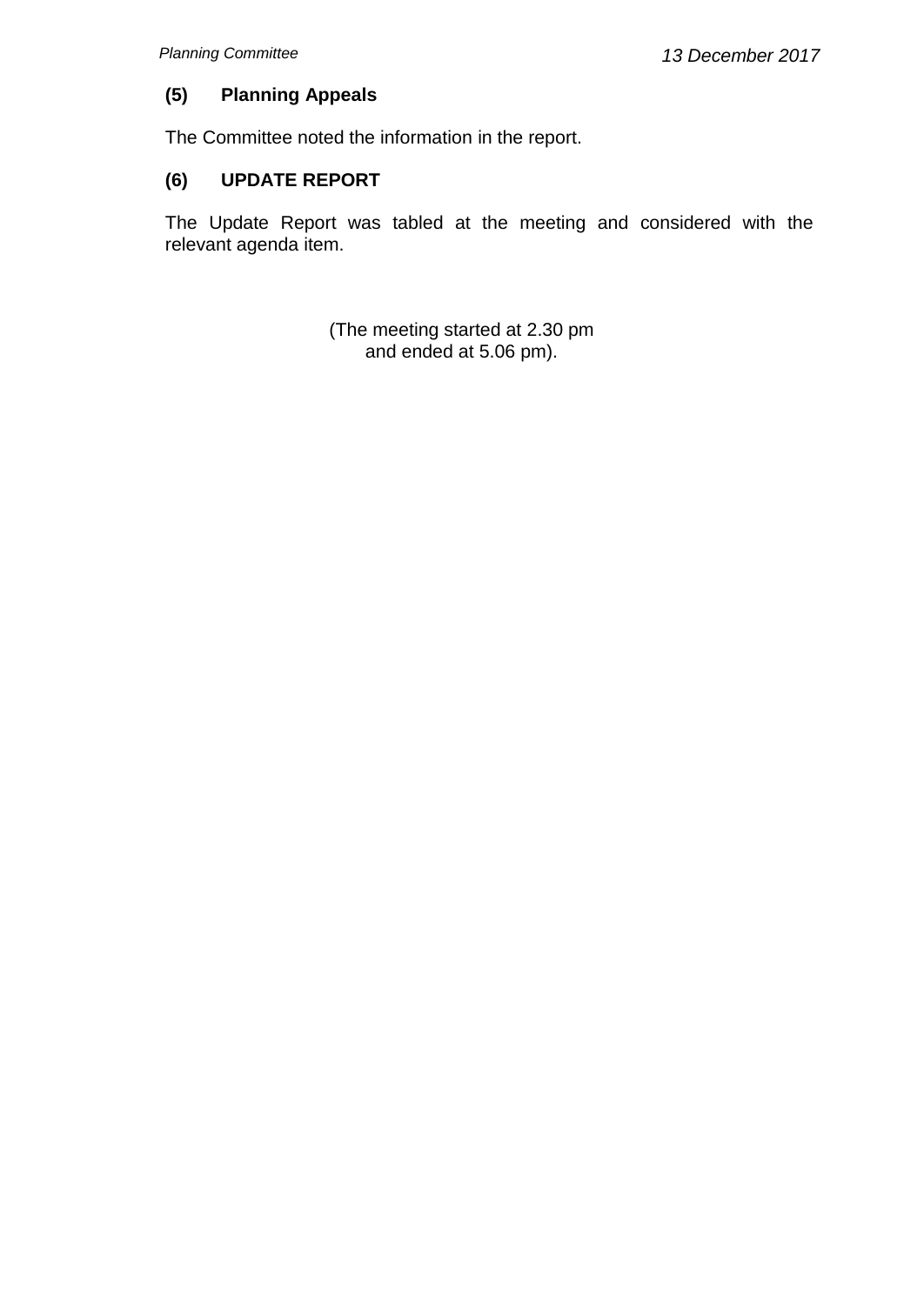### (5) Planning Appeals

The Committee noted the information in the report.

### (6) UPDATE REPORT

The Update Report was tabled at the meeting and considered with the relevant agenda item.

(The meeting started at 2.30 pm and ended at 5.06 pm).